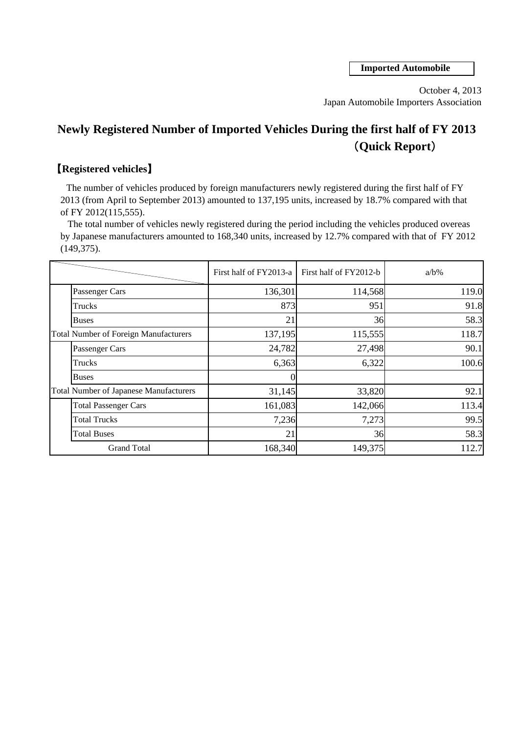**Imported Automobile**

October 4, 2013
Japan Automobile Importers Association

# Newly Registered Number of Imported Vehicles During the first half of FY 2013 （Quick Report）

## 【Registered vehicles】

The number of vehicles produced by foreign manufacturers newly registered during the first half of FY 2013 (from April to September 2013) amounted to 137,195 units, increased by 18.7% compared with that of FY 2012(115,555).

The total number of vehicles newly registered during the period including the vehicles produced overeas by Japanese manufacturers amounted to 168,340 units, increased by 12.7% compared with that of FY 2012 (149,375).

| | | First half of FY2013-a | First half of FY2012-b | a/b% |
|---|---|---|---|---|
| | Passenger Cars | 136,301 | 114,568 | 119.0 |
| | Trucks | 873 | 951 | 91.8 |
| | Buses | 21 | 36 | 58.3 |
| Total Number of Foreign Manufacturers | | 137,195 | 115,555 | 118.7 |
| | Passenger Cars | 24,782 | 27,498 | 90.1 |
| | Trucks | 6,363 | 6,322 | 100.6 |
| | Buses | 0 | | |
| Total Number of Japanese Manufacturers | | 31,145 | 33,820 | 92.1 |
| | Total Passenger Cars | 161,083 | 142,066 | 113.4 |
| | Total Trucks | 7,236 | 7,273 | 99.5 |
| | Total Buses | 21 | 36 | 58.3 |
| Grand Total | | 168,340 | 149,375 | 112.7 |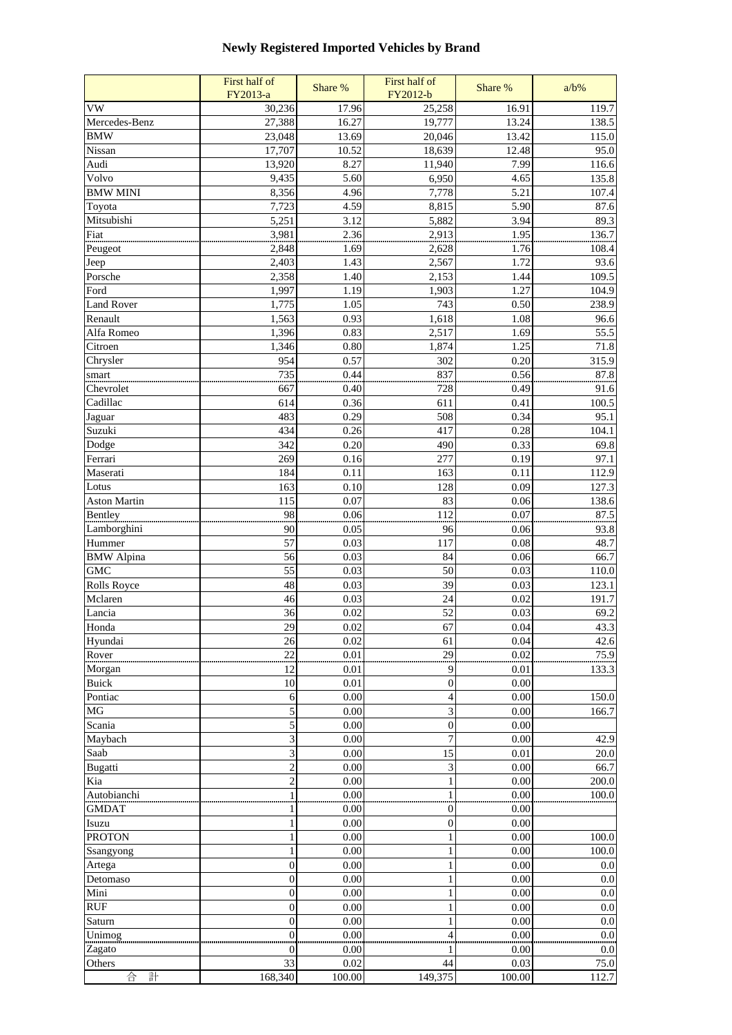# Newly Registered Imported Vehicles by Brand

| | First half of FY2013-a | Share % | First half of FY2012-b | Share % | a/b% |
|---|---|---|---|---|---|
| VW | 30,236 | 17.96 | 25,258 | 16.91 | 119.7 |
| Mercedes-Benz | 27,388 | 16.27 | 19,777 | 13.24 | 138.5 |
| BMW | 23,048 | 13.69 | 20,046 | 13.42 | 115.0 |
| Nissan | 17,707 | 10.52 | 18,639 | 12.48 | 95.0 |
| Audi | 13,920 | 8.27 | 11,940 | 7.99 | 116.6 |
| Volvo | 9,435 | 5.60 | 6,950 | 4.65 | 135.8 |
| BMW MINI | 8,356 | 4.96 | 7,778 | 5.21 | 107.4 |
| Toyota | 7,723 | 4.59 | 8,815 | 5.90 | 87.6 |
| Mitsubishi | 5,251 | 3.12 | 5,882 | 3.94 | 89.3 |
| Fiat | 3,981 | 2.36 | 2,913 | 1.95 | 136.7 |
| Peugeot | 2,848 | 1.69 | 2,628 | 1.76 | 108.4 |
| Jeep | 2,403 | 1.43 | 2,567 | 1.72 | 93.6 |
| Porsche | 2,358 | 1.40 | 2,153 | 1.44 | 109.5 |
| Ford | 1,997 | 1.19 | 1,903 | 1.27 | 104.9 |
| Land Rover | 1,775 | 1.05 | 743 | 0.50 | 238.9 |
| Renault | 1,563 | 0.93 | 1,618 | 1.08 | 96.6 |
| Alfa Romeo | 1,396 | 0.83 | 2,517 | 1.69 | 55.5 |
| Citroen | 1,346 | 0.80 | 1,874 | 1.25 | 71.8 |
| Chrysler | 954 | 0.57 | 302 | 0.20 | 315.9 |
| smart | 735 | 0.44 | 837 | 0.56 | 87.8 |
| Chevrolet | 667 | 0.40 | 728 | 0.49 | 91.6 |
| Cadillac | 614 | 0.36 | 611 | 0.41 | 100.5 |
| Jaguar | 483 | 0.29 | 508 | 0.34 | 95.1 |
| Suzuki | 434 | 0.26 | 417 | 0.28 | 104.1 |
| Dodge | 342 | 0.20 | 490 | 0.33 | 69.8 |
| Ferrari | 269 | 0.16 | 277 | 0.19 | 97.1 |
| Maserati | 184 | 0.11 | 163 | 0.11 | 112.9 |
| Lotus | 163 | 0.10 | 128 | 0.09 | 127.3 |
| Aston Martin | 115 | 0.07 | 83 | 0.06 | 138.6 |
| Bentley | 98 | 0.06 | 112 | 0.07 | 87.5 |
| Lamborghini | 90 | 0.05 | 96 | 0.06 | 93.8 |
| Hummer | 57 | 0.03 | 117 | 0.08 | 48.7 |
| BMW Alpina | 56 | 0.03 | 84 | 0.06 | 66.7 |
| GMC | 55 | 0.03 | 50 | 0.03 | 110.0 |
| Rolls Royce | 48 | 0.03 | 39 | 0.03 | 123.1 |
| Mclaren | 46 | 0.03 | 24 | 0.02 | 191.7 |
| Lancia | 36 | 0.02 | 52 | 0.03 | 69.2 |
| Honda | 29 | 0.02 | 67 | 0.04 | 43.3 |
| Hyundai | 26 | 0.02 | 61 | 0.04 | 42.6 |
| Rover | 22 | 0.01 | 29 | 0.02 | 75.9 |
| Morgan | 12 | 0.01 | 9 | 0.01 | 133.3 |
| Buick | 10 | 0.01 | 0 | 0.00 | |
| Pontiac | 6 | 0.00 | 4 | 0.00 | 150.0 |
| MG | 5 | 0.00 | 3 | 0.00 | 166.7 |
| Scania | 5 | 0.00 | 0 | 0.00 | |
| Maybach | 3 | 0.00 | 7 | 0.00 | 42.9 |
| Saab | 3 | 0.00 | 15 | 0.01 | 20.0 |
| Bugatti | 2 | 0.00 | 3 | 0.00 | 66.7 |
| Kia | 2 | 0.00 | 1 | 0.00 | 200.0 |
| Autobianchi | 1 | 0.00 | 1 | 0.00 | 100.0 |
| GMDAT | 1 | 0.00 | 0 | 0.00 | |
| Isuzu | 1 | 0.00 | 0 | 0.00 | |
| PROTON | 1 | 0.00 | 1 | 0.00 | 100.0 |
| Ssangyong | 1 | 0.00 | 1 | 0.00 | 100.0 |
| Artega | 0 | 0.00 | 1 | 0.00 | 0.0 |
| Detomaso | 0 | 0.00 | 1 | 0.00 | 0.0 |
| Mini | 0 | 0.00 | 1 | 0.00 | 0.0 |
| RUF | 0 | 0.00 | 1 | 0.00 | 0.0 |
| Saturn | 0 | 0.00 | 1 | 0.00 | 0.0 |
| Unimog | 0 | 0.00 | 4 | 0.00 | 0.0 |
| Zagato | 0 | 0.00 | 1 | 0.00 | 0.0 |
| Others | 33 | 0.02 | 44 | 0.03 | 75.0 |
| 合　計 | 168,340 | 100.00 | 149,375 | 100.00 | 112.7 |